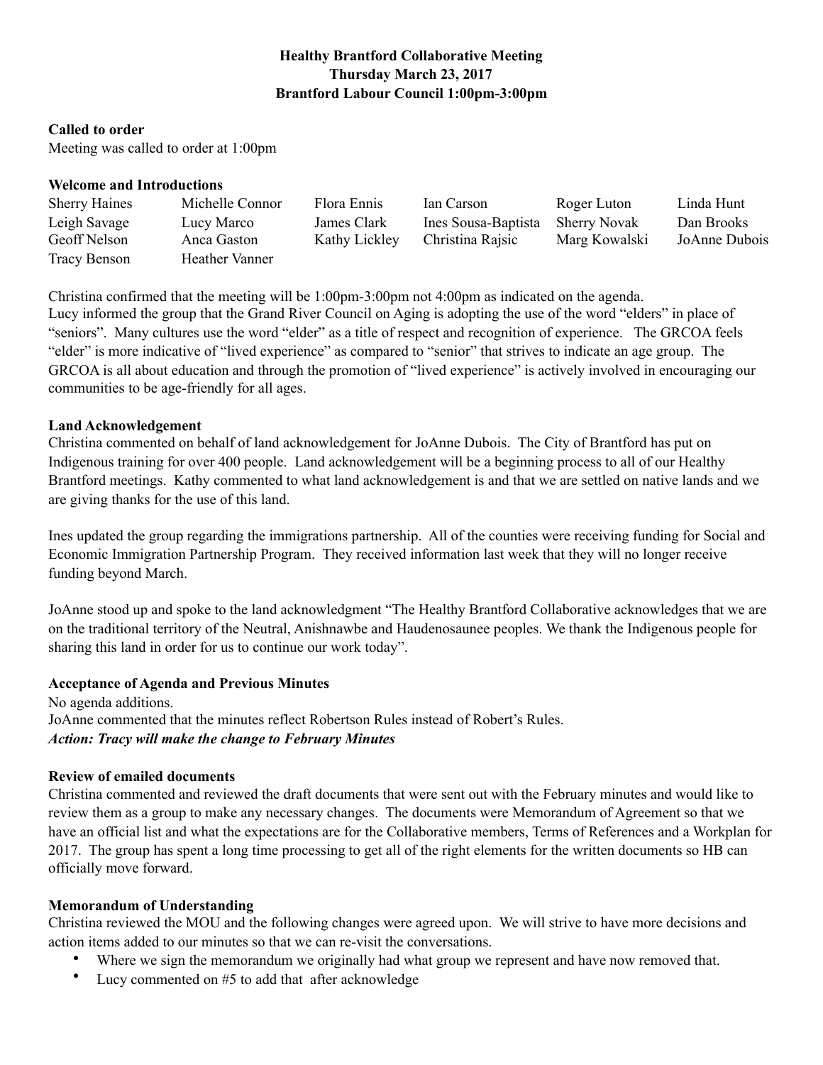**Healthy Brantford Collaborative Meeting**
**Thursday March 23, 2017**
**Brantford Labour Council 1:00pm-3:00pm**

**Called to order**

Meeting was called to order at 1:00pm

**Welcome and Introductions**

| | | | | | |
|---|---|---|---|---|---|
| Sherry Haines | Michelle Connor | Flora Ennis | Ian Carson | Roger Luton | Linda Hunt |
| Leigh Savage | Lucy Marco | James Clark | Ines Sousa-Baptista | Sherry Novak | Dan Brooks |
| Geoff Nelson | Anca Gaston | Kathy Lickley | Christina Rajsic | Marg Kowalski | JoAnne Dubois |
| Tracy Benson | Heather Vanner | | | | |

Christina confirmed that the meeting will be 1:00pm-3:00pm not 4:00pm as indicated on the agenda.
Lucy informed the group that the Grand River Council on Aging is adopting the use of the word "elders" in place of "seniors". Many cultures use the word "elder" as a title of respect and recognition of experience. The GRCOA feels "elder" is more indicative of "lived experience" as compared to "senior" that strives to indicate an age group. The GRCOA is all about education and through the promotion of "lived experience" is actively involved in encouraging our communities to be age-friendly for all ages.

**Land Acknowledgement**

Christina commented on behalf of land acknowledgement for JoAnne Dubois. The City of Brantford has put on Indigenous training for over 400 people. Land acknowledgement will be a beginning process to all of our Healthy Brantford meetings. Kathy commented to what land acknowledgement is and that we are settled on native lands and we are giving thanks for the use of this land.

Ines updated the group regarding the immigrations partnership. All of the counties were receiving funding for Social and Economic Immigration Partnership Program. They received information last week that they will no longer receive funding beyond March.

JoAnne stood up and spoke to the land acknowledgment "The Healthy Brantford Collaborative acknowledges that we are on the traditional territory of the Neutral, Anishnawbe and Haudenosaunee peoples. We thank the Indigenous people for sharing this land in order for us to continue our work today".

**Acceptance of Agenda and Previous Minutes**

No agenda additions.
JoAnne commented that the minutes reflect Robertson Rules instead of Robert's Rules.
***Action: Tracy will make the change to February Minutes***

**Review of emailed documents**

Christina commented and reviewed the draft documents that were sent out with the February minutes and would like to review them as a group to make any necessary changes. The documents were Memorandum of Agreement so that we have an official list and what the expectations are for the Collaborative members, Terms of References and a Workplan for 2017. The group has spent a long time processing to get all of the right elements for the written documents so HB can officially move forward.

**Memorandum of Understanding**

Christina reviewed the MOU and the following changes were agreed upon. We will strive to have more decisions and action items added to our minutes so that we can re-visit the conversations.

- Where we sign the memorandum we originally had what group we represent and have now removed that.
- Lucy commented on #5 to add that after acknowledge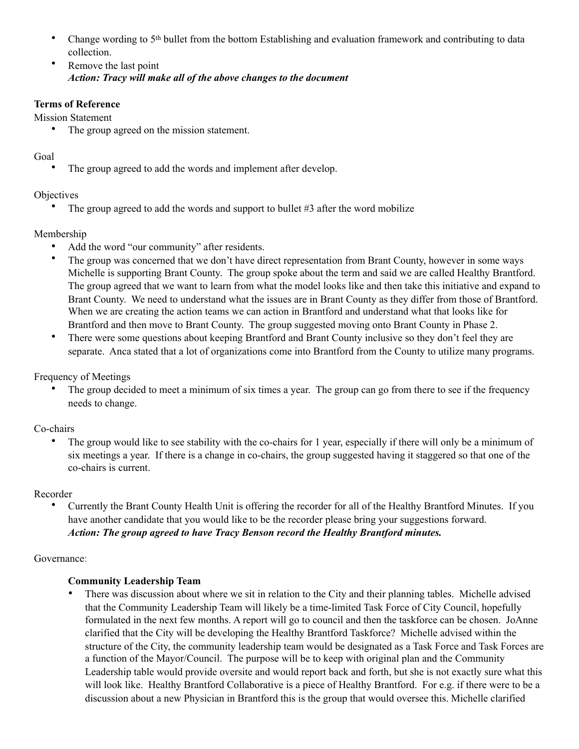- Change wording to 5th bullet from the bottom Establishing and evaluation framework and contributing to data collection.
- Remove the last point
  ***Action: Tracy will make all of the above changes to the document***

**Terms of Reference**

Mission Statement

- The group agreed on the mission statement.

Goal

- The group agreed to add the words and implement after develop.

Objectives

- The group agreed to add the words and support to bullet #3 after the word mobilize

Membership

- Add the word "our community" after residents.
- The group was concerned that we don't have direct representation from Brant County, however in some ways Michelle is supporting Brant County. The group spoke about the term and said we are called Healthy Brantford. The group agreed that we want to learn from what the model looks like and then take this initiative and expand to Brant County. We need to understand what the issues are in Brant County as they differ from those of Brantford. When we are creating the action teams we can action in Brantford and understand what that looks like for Brantford and then move to Brant County. The group suggested moving onto Brant County in Phase 2.
- There were some questions about keeping Brantford and Brant County inclusive so they don't feel they are separate. Anca stated that a lot of organizations come into Brantford from the County to utilize many programs.

Frequency of Meetings

- The group decided to meet a minimum of six times a year. The group can go from there to see if the frequency needs to change.

Co-chairs

- The group would like to see stability with the co-chairs for 1 year, especially if there will only be a minimum of six meetings a year. If there is a change in co-chairs, the group suggested having it staggered so that one of the co-chairs is current.

Recorder

- Currently the Brant County Health Unit is offering the recorder for all of the Healthy Brantford Minutes. If you have another candidate that you would like to be the recorder please bring your suggestions forward.
  ***Action: The group agreed to have Tracy Benson record the Healthy Brantford minutes.***

Governance:

**Community Leadership Team**

- There was discussion about where we sit in relation to the City and their planning tables. Michelle advised that the Community Leadership Team will likely be a time-limited Task Force of City Council, hopefully formulated in the next few months. A report will go to council and then the taskforce can be chosen. JoAnne clarified that the City will be developing the Healthy Brantford Taskforce? Michelle advised within the structure of the City, the community leadership team would be designated as a Task Force and Task Forces are a function of the Mayor/Council. The purpose will be to keep with original plan and the Community Leadership table would provide oversite and would report back and forth, but she is not exactly sure what this will look like. Healthy Brantford Collaborative is a piece of Healthy Brantford. For e.g. if there were to be a discussion about a new Physician in Brantford this is the group that would oversee this. Michelle clarified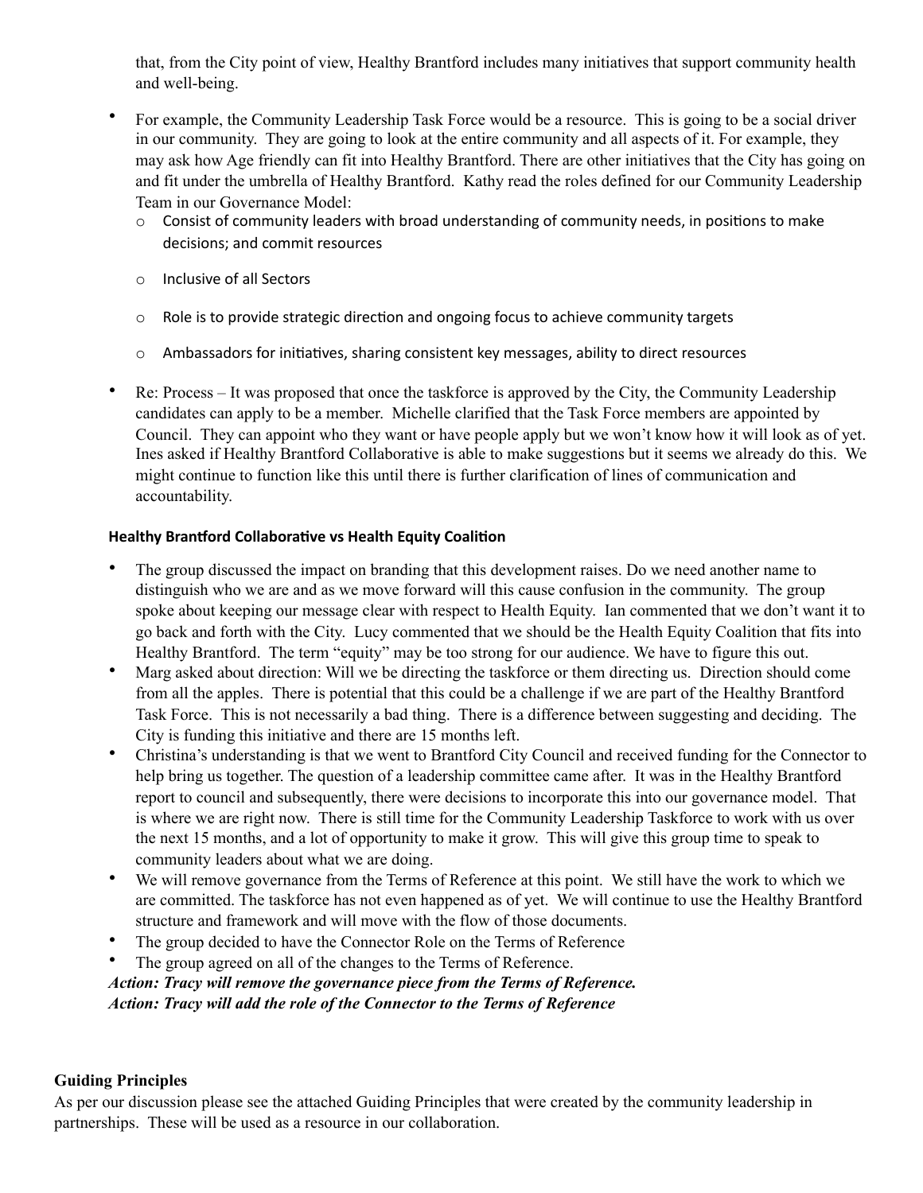that, from the City point of view, Healthy Brantford includes many initiatives that support community health and well-being.

- For example, the Community Leadership Task Force would be a resource. This is going to be a social driver in our community. They are going to look at the entire community and all aspects of it. For example, they may ask how Age friendly can fit into Healthy Brantford. There are other initiatives that the City has going on and fit under the umbrella of Healthy Brantford. Kathy read the roles defined for our Community Leadership Team in our Governance Model:
  - Consist of community leaders with broad understanding of community needs, in positions to make decisions; and commit resources
  - Inclusive of all Sectors
  - Role is to provide strategic direction and ongoing focus to achieve community targets
  - Ambassadors for initiatives, sharing consistent key messages, ability to direct resources
- Re: Process – It was proposed that once the taskforce is approved by the City, the Community Leadership candidates can apply to be a member. Michelle clarified that the Task Force members are appointed by Council. They can appoint who they want or have people apply but we won't know how it will look as of yet. Ines asked if Healthy Brantford Collaborative is able to make suggestions but it seems we already do this. We might continue to function like this until there is further clarification of lines of communication and accountability.

**Healthy Brantford Collaborative vs Health Equity Coalition**

- The group discussed the impact on branding that this development raises. Do we need another name to distinguish who we are and as we move forward will this cause confusion in the community. The group spoke about keeping our message clear with respect to Health Equity. Ian commented that we don't want it to go back and forth with the City. Lucy commented that we should be the Health Equity Coalition that fits into Healthy Brantford. The term "equity" may be too strong for our audience. We have to figure this out.
- Marg asked about direction: Will we be directing the taskforce or them directing us. Direction should come from all the apples. There is potential that this could be a challenge if we are part of the Healthy Brantford Task Force. This is not necessarily a bad thing. There is a difference between suggesting and deciding. The City is funding this initiative and there are 15 months left.
- Christina's understanding is that we went to Brantford City Council and received funding for the Connector to help bring us together. The question of a leadership committee came after. It was in the Healthy Brantford report to council and subsequently, there were decisions to incorporate this into our governance model. That is where we are right now. There is still time for the Community Leadership Taskforce to work with us over the next 15 months, and a lot of opportunity to make it grow. This will give this group time to speak to community leaders about what we are doing.
- We will remove governance from the Terms of Reference at this point. We still have the work to which we are committed. The taskforce has not even happened as of yet. We will continue to use the Healthy Brantford structure and framework and will move with the flow of those documents.
- The group decided to have the Connector Role on the Terms of Reference
- The group agreed on all of the changes to the Terms of Reference.

***Action: Tracy will remove the governance piece from the Terms of Reference.***
***Action: Tracy will add the role of the Connector to the Terms of Reference***

**Guiding Principles**

As per our discussion please see the attached Guiding Principles that were created by the community leadership in partnerships. These will be used as a resource in our collaboration.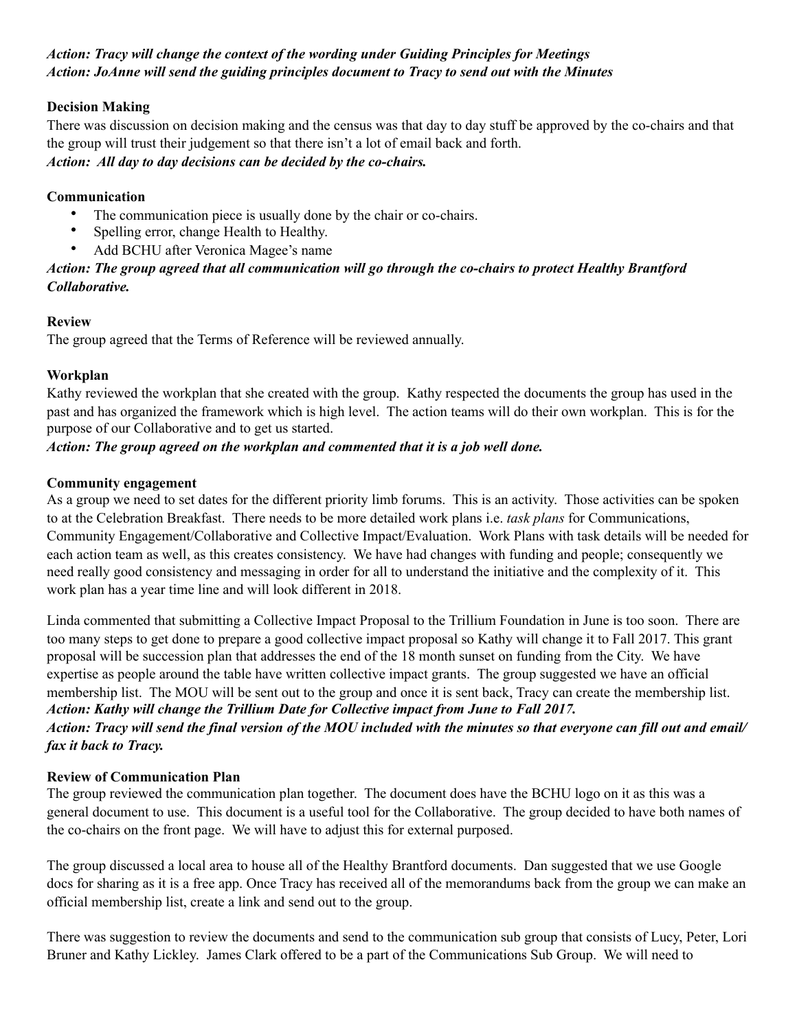***Action: Tracy will change the context of the wording under Guiding Principles for Meetings***
***Action: JoAnne will send the guiding principles document to Tracy to send out with the Minutes***

**Decision Making**

There was discussion on decision making and the census was that day to day stuff be approved by the co-chairs and that the group will trust their judgement so that there isn't a lot of email back and forth.

***Action: All day to day decisions can be decided by the co-chairs.***

**Communication**

- The communication piece is usually done by the chair or co-chairs.
- Spelling error, change Health to Healthy.
- Add BCHU after Veronica Magee's name

***Action: The group agreed that all communication will go through the co-chairs to protect Healthy Brantford Collaborative.***

**Review**

The group agreed that the Terms of Reference will be reviewed annually.

**Workplan**

Kathy reviewed the workplan that she created with the group. Kathy respected the documents the group has used in the past and has organized the framework which is high level. The action teams will do their own workplan. This is for the purpose of our Collaborative and to get us started.

***Action: The group agreed on the workplan and commented that it is a job well done.***

**Community engagement**

As a group we need to set dates for the different priority limb forums. This is an activity. Those activities can be spoken to at the Celebration Breakfast. There needs to be more detailed work plans i.e. *task plans* for Communications, Community Engagement/Collaborative and Collective Impact/Evaluation. Work Plans with task details will be needed for each action team as well, as this creates consistency. We have had changes with funding and people; consequently we need really good consistency and messaging in order for all to understand the initiative and the complexity of it. This work plan has a year time line and will look different in 2018.

Linda commented that submitting a Collective Impact Proposal to the Trillium Foundation in June is too soon. There are too many steps to get done to prepare a good collective impact proposal so Kathy will change it to Fall 2017. This grant proposal will be succession plan that addresses the end of the 18 month sunset on funding from the City. We have expertise as people around the table have written collective impact grants. The group suggested we have an official membership list. The MOU will be sent out to the group and once it is sent back, Tracy can create the membership list.

***Action: Kathy will change the Trillium Date for Collective impact from June to Fall 2017.***
***Action: Tracy will send the final version of the MOU included with the minutes so that everyone can fill out and email/ fax it back to Tracy.***

**Review of Communication Plan**

The group reviewed the communication plan together. The document does have the BCHU logo on it as this was a general document to use. This document is a useful tool for the Collaborative. The group decided to have both names of the co-chairs on the front page. We will have to adjust this for external purposed.

The group discussed a local area to house all of the Healthy Brantford documents. Dan suggested that we use Google docs for sharing as it is a free app. Once Tracy has received all of the memorandums back from the group we can make an official membership list, create a link and send out to the group.

There was suggestion to review the documents and send to the communication sub group that consists of Lucy, Peter, Lori Bruner and Kathy Lickley. James Clark offered to be a part of the Communications Sub Group. We will need to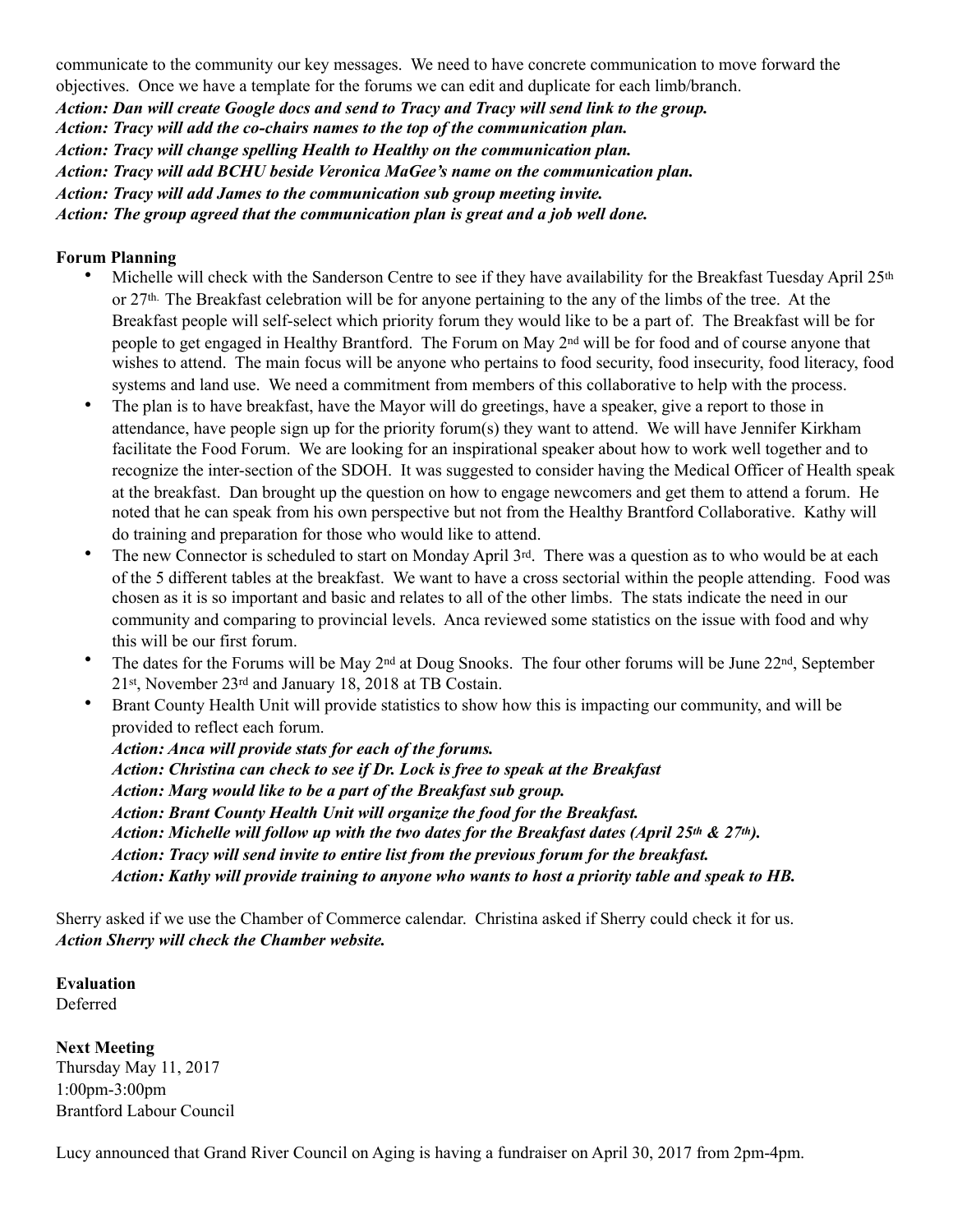communicate to the community our key messages. We need to have concrete communication to move forward the objectives. Once we have a template for the forums we can edit and duplicate for each limb/branch.

***Action: Dan will create Google docs and send to Tracy and Tracy will send link to the group.***
***Action: Tracy will add the co-chairs names to the top of the communication plan.***
***Action: Tracy will change spelling Health to Healthy on the communication plan.***
***Action: Tracy will add BCHU beside Veronica MaGee's name on the communication plan.***
***Action: Tracy will add James to the communication sub group meeting invite.***
***Action: The group agreed that the communication plan is great and a job well done.***

**Forum Planning**

- Michelle will check with the Sanderson Centre to see if they have availability for the Breakfast Tuesday April 25th or 27th. The Breakfast celebration will be for anyone pertaining to the any of the limbs of the tree. At the Breakfast people will self-select which priority forum they would like to be a part of. The Breakfast will be for people to get engaged in Healthy Brantford. The Forum on May 2nd will be for food and of course anyone that wishes to attend. The main focus will be anyone who pertains to food security, food insecurity, food literacy, food systems and land use. We need a commitment from members of this collaborative to help with the process.
- The plan is to have breakfast, have the Mayor will do greetings, have a speaker, give a report to those in attendance, have people sign up for the priority forum(s) they want to attend. We will have Jennifer Kirkham facilitate the Food Forum. We are looking for an inspirational speaker about how to work well together and to recognize the inter-section of the SDOH. It was suggested to consider having the Medical Officer of Health speak at the breakfast. Dan brought up the question on how to engage newcomers and get them to attend a forum. He noted that he can speak from his own perspective but not from the Healthy Brantford Collaborative. Kathy will do training and preparation for those who would like to attend.
- The new Connector is scheduled to start on Monday April 3rd. There was a question as to who would be at each of the 5 different tables at the breakfast. We want to have a cross sectorial within the people attending. Food was chosen as it is so important and basic and relates to all of the other limbs. The stats indicate the need in our community and comparing to provincial levels. Anca reviewed some statistics on the issue with food and why this will be our first forum.
- The dates for the Forums will be May 2nd at Doug Snooks. The four other forums will be June 22nd, September 21st, November 23rd and January 18, 2018 at TB Costain.
- Brant County Health Unit will provide statistics to show how this is impacting our community, and will be provided to reflect each forum.

  ***Action: Anca will provide stats for each of the forums.***
  ***Action: Christina can check to see if Dr. Lock is free to speak at the Breakfast***
  ***Action: Marg would like to be a part of the Breakfast sub group.***
  ***Action: Brant County Health Unit will organize the food for the Breakfast.***
  ***Action: Michelle will follow up with the two dates for the Breakfast dates (April 25th & 27th).***
  ***Action: Tracy will send invite to entire list from the previous forum for the breakfast.***
  ***Action: Kathy will provide training to anyone who wants to host a priority table and speak to HB.***

Sherry asked if we use the Chamber of Commerce calendar. Christina asked if Sherry could check it for us.
***Action Sherry will check the Chamber website.***

**Evaluation**
Deferred

**Next Meeting**
Thursday May 11, 2017
1:00pm-3:00pm
Brantford Labour Council

Lucy announced that Grand River Council on Aging is having a fundraiser on April 30, 2017 from 2pm-4pm.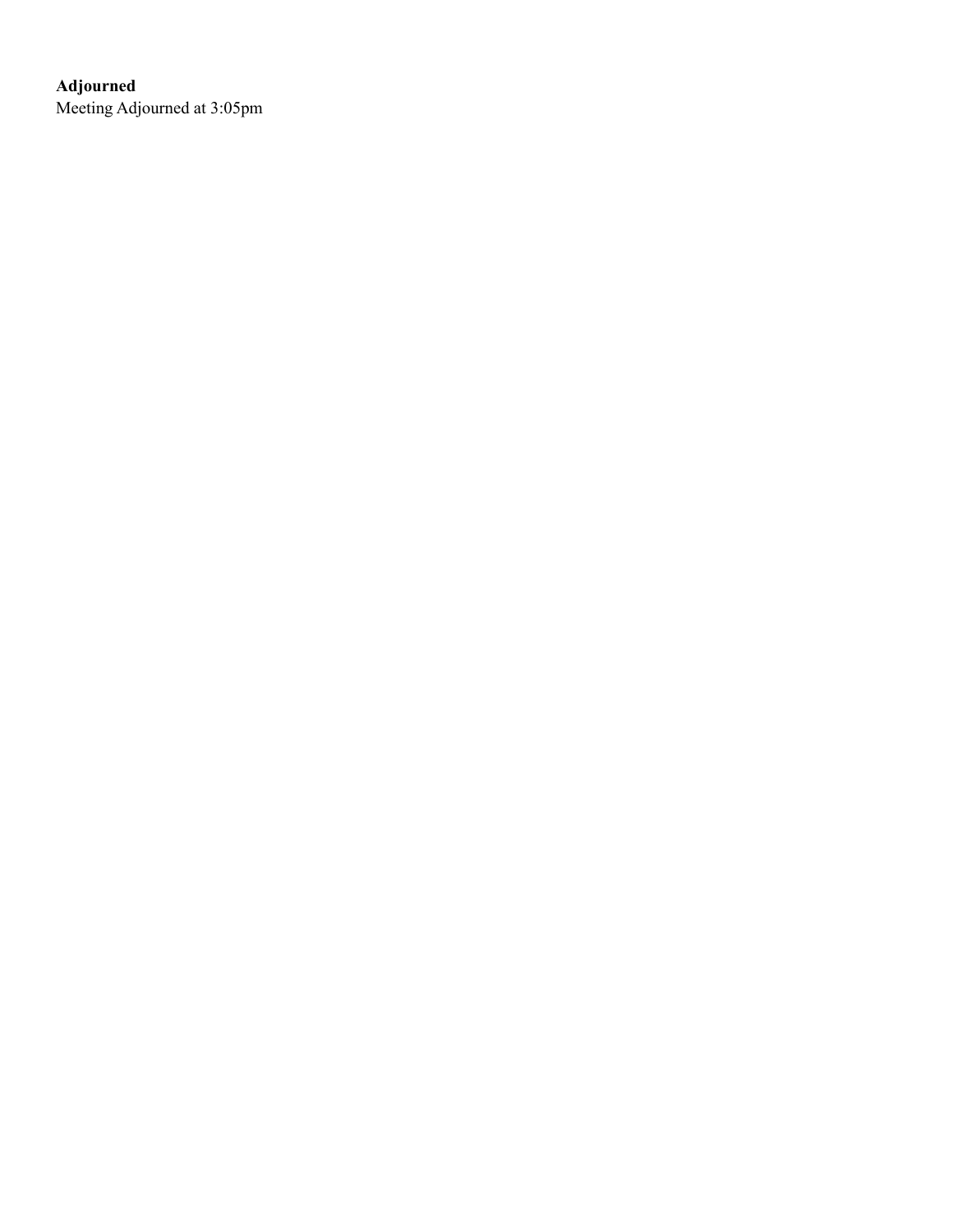**Adjourned**
Meeting Adjourned at 3:05pm